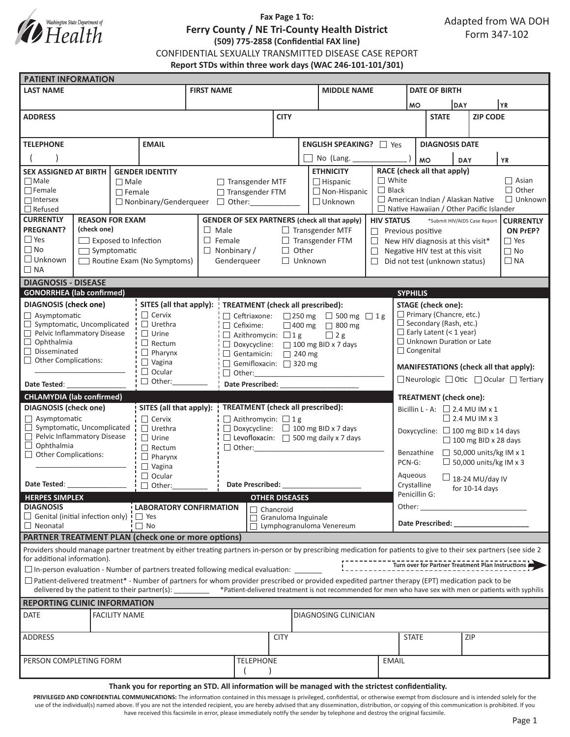Washington State Department of Health

**Fax Page 1 To:**

## Ferry County / NE Tri-County Health District

**(509) 775-2858 (Confidential FAX line)**

Adapted from WA DOH Form 347-102

CONFIDENTIAL SEXUALLY TRANSMITTED DISEASE CASE REPORT

**Report STDs within three work days (WAC 246-101-101/301)**

## PATIENT INFORMATION

| LAST NAME | FIRST NAME | MIDDLE NAME | DATE OF BIRTH MO / DAY / YR |
|---|---|---|---|
| | | | |

| ADDRESS | CITY | STATE | ZIP CODE |
|---|---|---|---|
| | | | |

| TELEPHONE | EMAIL | ENGLISH SPEAKING? | DIAGNOSIS DATE MO / DAY / YR |
|---|---|---|---|
| (   ) | | ☐ Yes ☐ No (Lang. ____________ ) | |

**SEX ASSIGNED AT BIRTH**
- ☐ Male
- ☐ Female
- ☐ Intersex
- ☐ Refused

**GENDER IDENTITY**
- ☐ Male
- ☐ Female
- ☐ Nonbinary/Genderqueer
- ☐ Transgender MTF
- ☐ Transgender FTM
- ☐ Other:____________

**ETHNICITY**
- ☐ Hispanic
- ☐ Non-Hispanic
- ☐ Unknown

**RACE (check all that apply)**
- ☐ White
- ☐ Black
- ☐ American Indian / Alaskan Native
- ☐ Native Hawaiian / Other Pacific Islander
- ☐ Asian
- ☐ Other
- ☐ Unknown

**CURRENTLY PREGNANT?**
- ☐ Yes
- ☐ No
- ☐ Unknown
- ☐ NA

**REASON FOR EXAM (check one)**
- ☐ Exposed to Infection
- ☐ Symptomatic
- ☐ Routine Exam (No Symptoms)

**GENDER OF SEX PARTNERS (check all that apply)**
- ☐ Male
- ☐ Female
- ☐ Nonbinary / Genderqueer
- ☐ Transgender MTF
- ☐ Transgender FTM
- ☐ Other
- ☐ Unknown

**HIV STATUS** *Submit HIV/AIDS Case Report
- ☐ Previous positive
- ☐ New HIV diagnosis at this visit*
- ☐ Negative HIV test at this visit
- ☐ Did not test (unknown status)

**CURRENTLY ON PrEP?**
- ☐ Yes
- ☐ No
- ☐ NA

## DIAGNOSIS - DISEASE

### GONORRHEA (lab confirmed)

**DIAGNOSIS (check one)**
- ☐ Asymptomatic
- ☐ Symptomatic, Uncomplicated
- ☐ Pelvic Inflammatory Disease
- ☐ Ophthalmia
- ☐ Disseminated
- ☐ Other Complications: ______________________

Date Tested: ______________

**SITES (all that apply):**
- ☐ Cervix
- ☐ Urethra
- ☐ Urine
- ☐ Rectum
- ☐ Pharynx
- ☐ Vagina
- ☐ Ocular
- ☐ Other:________

**TREATMENT (check all prescribed):**
- ☐ Ceftriaxone: ☐ 250 mg ☐ 500 mg ☐ 1 g
- ☐ Cefixime: ☐ 400 mg ☐ 800 mg
- ☐ Azithromycin: ☐ 1 g ☐ 2 g
- ☐ Doxycycline: ☐ 100 mg BID x 7 days
- ☐ Gentamicin: ☐ 240 mg
- ☐ Gemifloxacin: ☐ 320 mg
- ☐ Other:________________________________

Date Prescribed: ___________________

### CHLAMYDIA (lab confirmed)

**DIAGNOSIS (check one)**
- ☐ Asymptomatic
- ☐ Symptomatic, Uncomplicated
- ☐ Pelvic Inflammatory Disease
- ☐ Ophthalmia
- ☐ Other Complications: ______________________

Date Tested: ______________

**SITES (all that apply):**
- ☐ Cervix
- ☐ Urethra
- ☐ Urine
- ☐ Rectum
- ☐ Pharynx
- ☐ Vagina
- ☐ Ocular
- ☐ Other:________

**TREATMENT (check all prescribed):**
- ☐ Azithromycin: ☐ 1 g
- ☐ Doxycycline: ☐ 100 mg BID x 7 days
- ☐ Levofloxacin: ☐ 500 mg daily x 7 days
- ☐ Other:________________________________

Date Prescribed: ___________________

### SYPHILIS

**STAGE (check one):**
- ☐ Primary (Chancre, etc.)
- ☐ Secondary (Rash, etc.)
- ☐ Early Latent (< 1 year)
- ☐ Unknown Duration or Late
- ☐ Congenital

**MANIFESTATIONS (check all that apply):**
☐ Neurologic ☐ Otic ☐ Ocular ☐ Tertiary

**TREATMENT (check one):**
- Bicillin L - A: ☐ 2.4 MU IM x 1 ☐ 2.4 MU IM x 3
- Doxycycline: ☐ 100 mg BID x 14 days ☐ 100 mg BID x 28 days
- Benzathine PCN-G: ☐ 50,000 units/kg IM x 1 ☐ 50,000 units/kg IM x 3
- Aqueous Crystalline Penicillin G: ☐ 18-24 MU/day IV for 10-14 days
- Other: ___________________________

Date Prescribed: __________________

### HERPES SIMPLEX

**DIAGNOSIS**
- ☐ Genital (initial infection only)
- ☐ Neonatal

**LABORATORY CONFIRMATION**
- ☐ Yes
- ☐ No

### OTHER DISEASES
- ☐ Chancroid
- ☐ Granuloma Inguinale
- ☐ Lymphogranuloma Venereum

## PARTNER TREATMENT PLAN (check one or more options)

Providers should manage partner treatment by either treating partners in-person or by prescribing medication for patients to give to their sex partners (see side 2 for additional information).

**Turn over for Partner Treatment Plan Instructions**

☐ In-person evaluation - Number of partners treated following medical evaluation: _______

☐ Patient-delivered treatment* - Number of partners for whom provider prescribed or provided expedited partner therapy (EPT) medication pack to be delivered by the patient to their partner(s): ________ *Patient-delivered treatment is not recommended for men who have sex with men or patients with syphilis

## REPORTING CLINIC INFORMATION

| DATE | FACILITY NAME | DIAGNOSING CLINICIAN |
|---|---|---|
| | | |

| ADDRESS | CITY | STATE | ZIP |
|---|---|---|---|
| | | | |

| PERSON COMPLETING FORM | TELEPHONE | EMAIL |
|---|---|---|
| | (   ) | |

**Thank you for reporting an STD. All information will be managed with the strictest confidentiality.**

**PRIVILEGED AND CONFIDENTIAL COMMUNICATIONS:** The information contained in this message is privileged, confidential, or otherwise exempt from disclosure and is intended solely for the use of the individual(s) named above. If you are not the intended recipient, you are hereby advised that any dissemination, distribution, or copying of this communication is prohibited. If you have received this facsimile in error, please immediately notify the sender by telephone and destroy the original facsimile.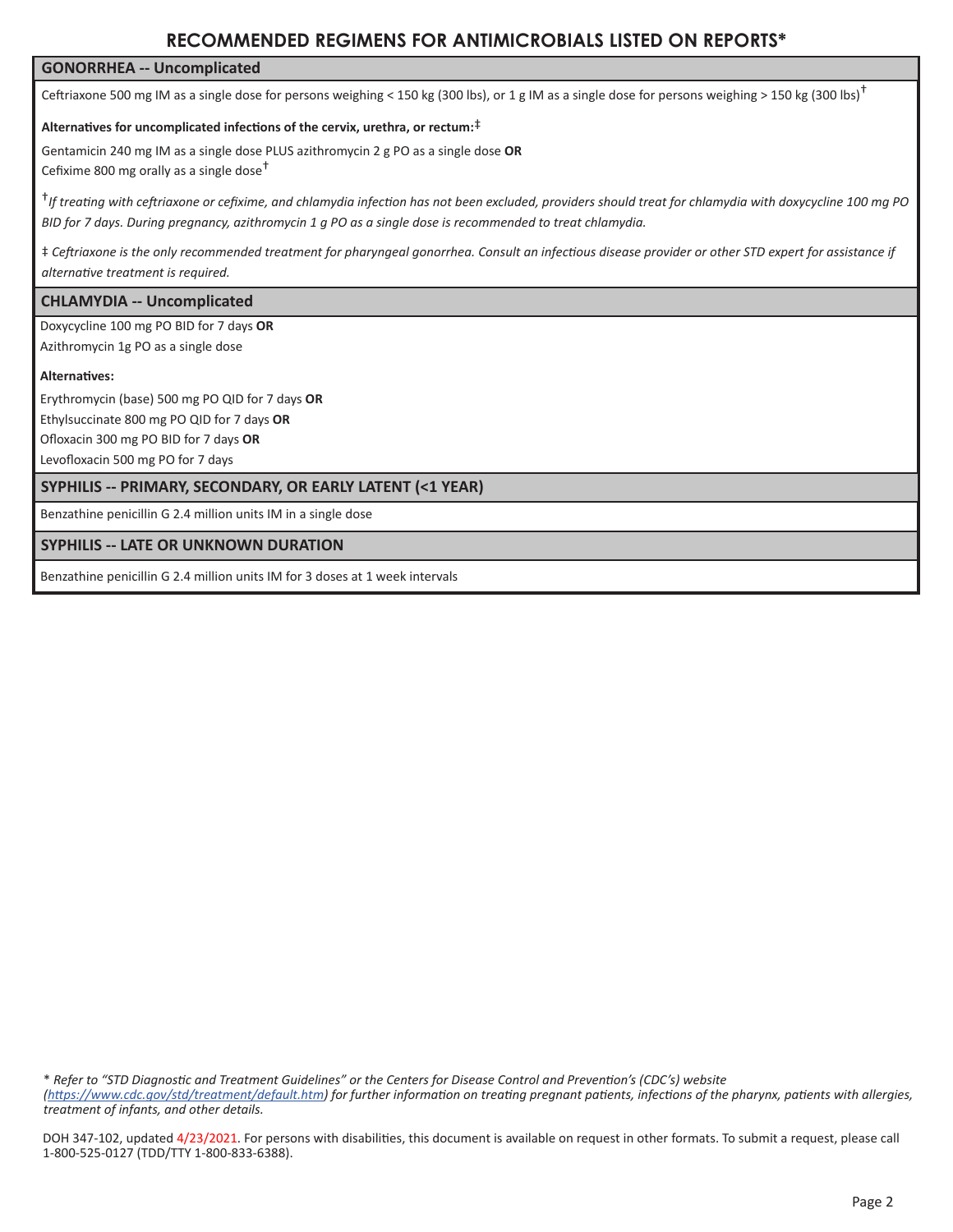# RECOMMENDED REGIMENS FOR ANTIMICROBIALS LISTED ON REPORTS*

## GONORRHEA -- Uncomplicated

Ceftriaxone 500 mg IM as a single dose for persons weighing < 150 kg (300 lbs), or 1 g IM as a single dose for persons weighing > 150 kg (300 lbs)†

**Alternatives for uncomplicated infections of the cervix, urethra, or rectum:**‡

Gentamicin 240 mg IM as a single dose PLUS azithromycin 2 g PO as a single dose **OR**
Cefixime 800 mg orally as a single dose†

†*If treating with ceftriaxone or cefixime, and chlamydia infection has not been excluded, providers should treat for chlamydia with doxycycline 100 mg PO BID for 7 days. During pregnancy, azithromycin 1 g PO as a single dose is recommended to treat chlamydia.*

‡ *Ceftriaxone is the only recommended treatment for pharyngeal gonorrhea. Consult an infectious disease provider or other STD expert for assistance if alternative treatment is required.*

## CHLAMYDIA -- Uncomplicated

Doxycycline 100 mg PO BID for 7 days **OR**
Azithromycin 1g PO as a single dose

**Alternatives:**

Erythromycin (base) 500 mg PO QID for 7 days **OR**
Ethylsuccinate 800 mg PO QID for 7 days **OR**
Ofloxacin 300 mg PO BID for 7 days **OR**
Levofloxacin 500 mg PO for 7 days

## SYPHILIS -- PRIMARY, SECONDARY, OR EARLY LATENT (<1 YEAR)

Benzathine penicillin G 2.4 million units IM in a single dose

## SYPHILIS -- LATE OR UNKNOWN DURATION

Benzathine penicillin G 2.4 million units IM for 3 doses at 1 week intervals

* *Refer to "STD Diagnostic and Treatment Guidelines" or the Centers for Disease Control and Prevention's (CDC's) website ([https://www.cdc.gov/std/treatment/default.htm](https://www.cdc.gov/std/treatment/default.htm)) for further information on treating pregnant patients, infections of the pharynx, patients with allergies, treatment of infants, and other details.*

DOH 347-102, updated 4/23/2021. For persons with disabilities, this document is available on request in other formats. To submit a request, please call 1-800-525-0127 (TDD/TTY 1-800-833-6388).